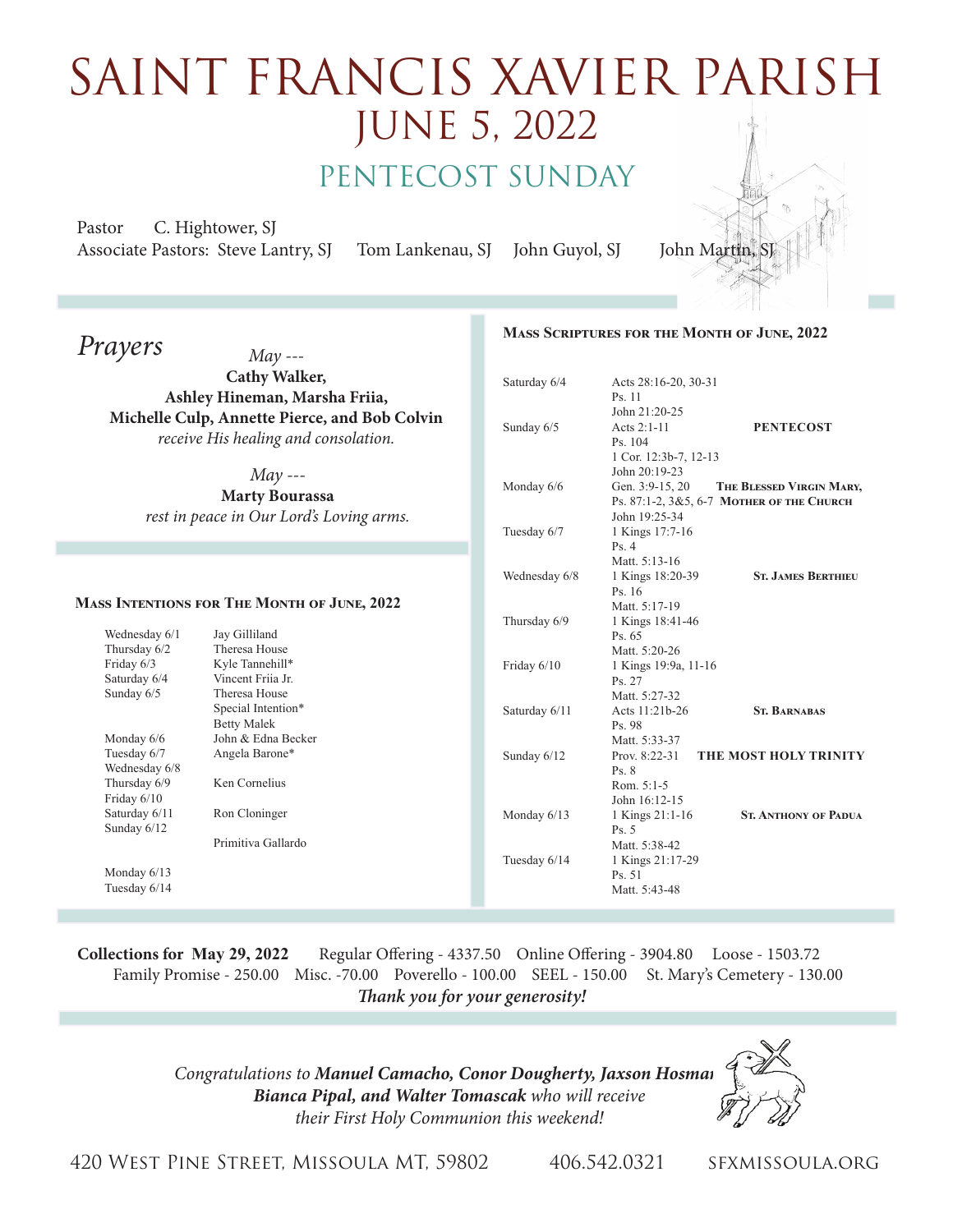# SAINT FRANCIS XAVIER PARISH

## JUNE 5, 2022

## PENTECOST SUNDAY

Pastor C. Hightower, SJ
Associate Pastors: Steve Lantry, SJ Tom Lankenau, SJ John Guyol, SJ John Martin, SJ

## Prayers

*May ---*
**Cathy Walker, Ashley Hineman, Marsha Friia, Michelle Culp, Annette Pierce, and Bob Colvin**
*receive His healing and consolation.*

*May ---*
**Marty Bourassa**
*rest in peace in Our Lord's Loving arms.*

### Mass Intentions for The Month of June, 2022

| | |
|---|---|
| Wednesday 6/1 | Jay Gilliland |
| Thursday 6/2 | Theresa House |
| Friday 6/3 | Kyle Tannehill* |
| Saturday 6/4 | Vincent Friia Jr. |
| Sunday 6/5 | Theresa House |
| | Special Intention* |
| | Betty Malek |
| Monday 6/6 | John & Edna Becker |
| Tuesday 6/7 | Angela Barone* |
| Wednesday 6/8 | |
| Thursday 6/9 | Ken Cornelius |
| Friday 6/10 | |
| Saturday 6/11 | Ron Cloninger |
| Sunday 6/12 | |
| | Primitiva Gallardo |
| Monday 6/13 | |
| Tuesday 6/14 | |

### Mass Scriptures for the Month of June, 2022

| | | |
|---|---|---|
| Saturday 6/4 | Acts 28:16-20, 30-31<br>Ps. 11<br>John 21:20-25 | |
| Sunday 6/5 | Acts 2:1-11<br>Ps. 104<br>1 Cor. 12:3b-7, 12-13<br>John 20:19-23 | **PENTECOST** |
| Monday 6/6 | Gen. 3:9-15, 20<br>Ps. 87:1-2, 3&5, 6-7<br>John 19:25-34 | **The Blessed Virgin Mary, Mother of the Church** |
| Tuesday 6/7 | 1 Kings 17:7-16<br>Ps. 4<br>Matt. 5:13-16 | |
| Wednesday 6/8 | 1 Kings 18:20-39<br>Ps. 16<br>Matt. 5:17-19 | **St. James Berthieu** |
| Thursday 6/9 | 1 Kings 18:41-46<br>Ps. 65<br>Matt. 5:20-26 | |
| Friday 6/10 | 1 Kings 19:9a, 11-16<br>Ps. 27<br>Matt. 5:27-32 | |
| Saturday 6/11 | Acts 11:21b-26<br>Ps. 98<br>Matt. 5:33-37 | **St. Barnabas** |
| Sunday 6/12 | Prov. 8:22-31<br>Ps. 8<br>Rom. 5:1-5<br>John 16:12-15 | **THE MOST HOLY TRINITY** |
| Monday 6/13 | 1 Kings 21:1-16<br>Ps. 5<br>Matt. 5:38-42 | **St. Anthony of Padua** |
| Tuesday 6/14 | 1 Kings 21:17-29<br>Ps. 51<br>Matt. 5:43-48 | |

**Collections for May 29, 2022** Regular Offering - 4337.50 Online Offering - 3904.80 Loose - 1503.72 Family Promise - 250.00 Misc. -70.00 Poverello - 100.00 SEEL - 150.00 St. Mary's Cemetery - 130.00

***Thank you for your generosity!***

*Congratulations to **Manuel Camacho, Conor Dougherty, Jaxson Hosman, Bianca Pipal, and Walter Tomascak** who will receive their First Holy Communion this weekend!*

420 West Pine Street, Missoula MT, 59802 406.542.0321 SFXMISSOULA.ORG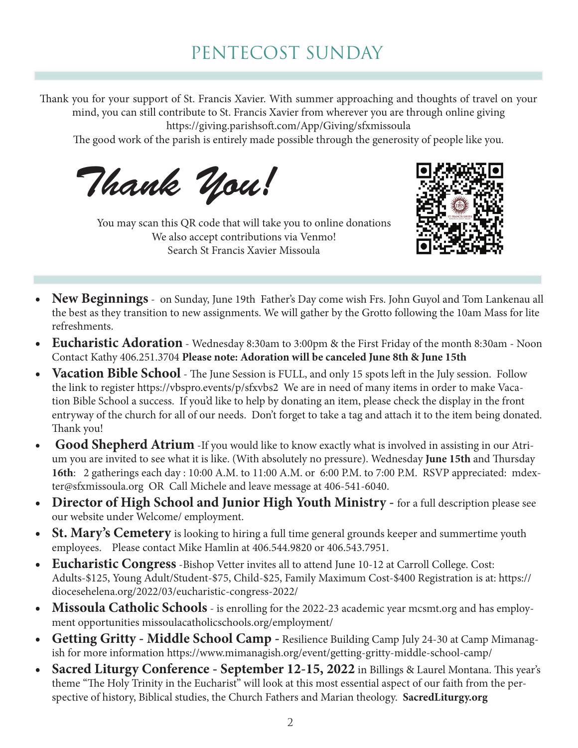# PENTECOST SUNDAY

Thank you for your support of St. Francis Xavier. With summer approaching and thoughts of travel on your mind, you can still contribute to St. Francis Xavier from wherever you are through online giving https://giving.parishsoft.com/App/Giving/sfxmissoula

The good work of the parish is entirely made possible through the generosity of people like you.

*Thank You!*

You may scan this QR code that will take you to online donations
We also accept contributions via Venmo!
Search St Francis Xavier Missoula

- **New Beginnings** - on Sunday, June 19th Father's Day come wish Frs. John Guyol and Tom Lankenau all the best as they transition to new assignments. We will gather by the Grotto following the 10am Mass for lite refreshments.
- **Eucharistic Adoration** - Wednesday 8:30am to 3:00pm & the First Friday of the month 8:30am - Noon Contact Kathy 406.251.3704 **Please note: Adoration will be canceled June 8th & June 15th**
- **Vacation Bible School** - The June Session is FULL, and only 15 spots left in the July session. Follow the link to register https://vbspro.events/p/sfxvbs2 We are in need of many items in order to make Vacation Bible School a success. If you'd like to help by donating an item, please check the display in the front entryway of the church for all of our needs. Don't forget to take a tag and attach it to the item being donated. Thank you!
- **Good Shepherd Atrium** -If you would like to know exactly what is involved in assisting in our Atrium you are invited to see what it is like. (With absolutely no pressure). Wednesday **June 15th** and Thursday **16th**: 2 gatherings each day : 10:00 A.M. to 11:00 A.M. or 6:00 P.M. to 7:00 P.M. RSVP appreciated: mdexter@sfxmissoula.org OR Call Michele and leave message at 406-541-6040.
- **Director of High School and Junior High Youth Ministry -** for a full description please see our website under Welcome/ employment.
- **St. Mary's Cemetery** is looking to hiring a full time general grounds keeper and summertime youth employees. Please contact Mike Hamlin at 406.544.9820 or 406.543.7951.
- **Eucharistic Congress** -Bishop Vetter invites all to attend June 10-12 at Carroll College. Cost: Adults-$125, Young Adult/Student-$75, Child-$25, Family Maximum Cost-$400 Registration is at: https://diocesehelena.org/2022/03/eucharistic-congress-2022/
- **Missoula Catholic Schools** - is enrolling for the 2022-23 academic year mcsmt.org and has employment opportunities missoulacatholicschools.org/employment/
- **Getting Gritty - Middle School Camp -** Resilience Building Camp July 24-30 at Camp Mimanagish for more information https://www.mimanagish.org/event/getting-gritty-middle-school-camp/
- **Sacred Liturgy Conference - September 12-15, 2022** in Billings & Laurel Montana. This year's theme "The Holy Trinity in the Eucharist" will look at this most essential aspect of our faith from the perspective of history, Biblical studies, the Church Fathers and Marian theology. **SacredLiturgy.org**